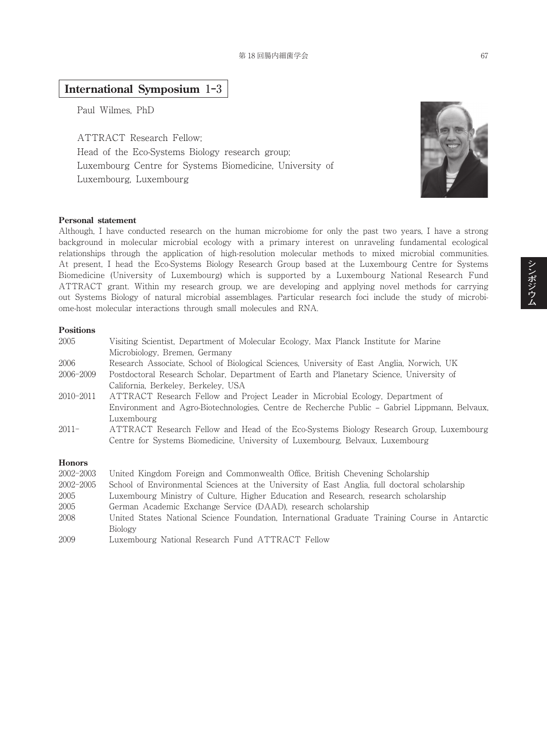## International Symposium 1-3

Paul Wilmes, PhD

ATTRACT Research Fellow;
Head of the Eco-Systems Biology research group;
Luxembourg Centre for Systems Biomedicine, University of Luxembourg, Luxembourg

**Personal statement**

Although, I have conducted research on the human microbiome for only the past two years, I have a strong background in molecular microbial ecology with a primary interest on unraveling fundamental ecological relationships through the application of high-resolution molecular methods to mixed microbial communities. At present, I head the Eco-Systems Biology Research Group based at the Luxembourg Centre for Systems Biomedicine (University of Luxembourg) which is supported by a Luxembourg National Research Fund ATTRACT grant. Within my research group, we are developing and applying novel methods for carrying out Systems Biology of natural microbial assemblages. Particular research foci include the study of microbiome-host molecular interactions through small molecules and RNA.

**Positions**

| | |
|---|---|
| 2005 | Visiting Scientist, Department of Molecular Ecology, Max Planck Institute for Marine Microbiology, Bremen, Germany |
| 2006 | Research Associate, School of Biological Sciences, University of East Anglia, Norwich, UK |
| 2006–2009 | Postdoctoral Research Scholar, Department of Earth and Planetary Science, University of California, Berkeley, Berkeley, USA |
| 2010–2011 | ATTRACT Research Fellow and Project Leader in Microbial Ecology, Department of Environment and Agro-Biotechnologies, Centre de Recherche Public – Gabriel Lippmann, Belvaux, Luxembourg |
| 2011– | ATTRACT Research Fellow and Head of the Eco-Systems Biology Research Group, Luxembourg Centre for Systems Biomedicine, University of Luxembourg, Belvaux, Luxembourg |

**Honors**

| | |
|---|---|
| 2002–2003 | United Kingdom Foreign and Commonwealth Office, British Chevening Scholarship |
| 2002–2005 | School of Environmental Sciences at the University of East Anglia, full doctoral scholarship |
| 2005 | Luxembourg Ministry of Culture, Higher Education and Research, research scholarship |
| 2005 | German Academic Exchange Service (DAAD), research scholarship |
| 2008 | United States National Science Foundation, International Graduate Training Course in Antarctic Biology |
| 2009 | Luxembourg National Research Fund ATTRACT Fellow |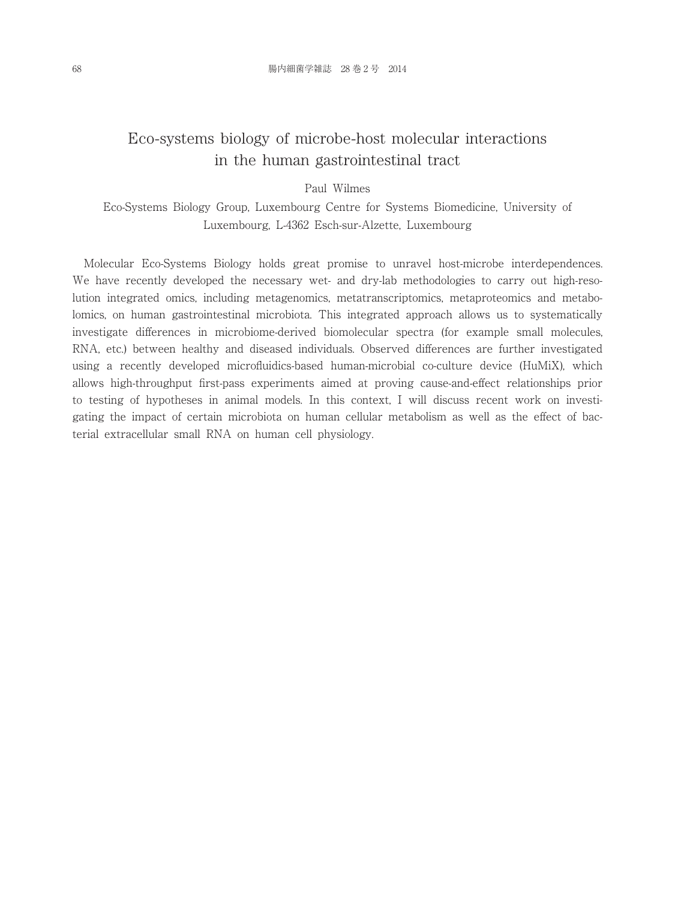# Eco-systems biology of microbe-host molecular interactions in the human gastrointestinal tract

Paul Wilmes

Eco-Systems Biology Group, Luxembourg Centre for Systems Biomedicine, University of Luxembourg, L-4362 Esch-sur-Alzette, Luxembourg

Molecular Eco-Systems Biology holds great promise to unravel host-microbe interdependences. We have recently developed the necessary wet- and dry-lab methodologies to carry out high-resolution integrated omics, including metagenomics, metatranscriptomics, metaproteomics and metabolomics, on human gastrointestinal microbiota. This integrated approach allows us to systematically investigate differences in microbiome-derived biomolecular spectra (for example small molecules, RNA, etc.) between healthy and diseased individuals. Observed differences are further investigated using a recently developed microfluidics-based human-microbial co-culture device (HuMiX), which allows high-throughput first-pass experiments aimed at proving cause-and-effect relationships prior to testing of hypotheses in animal models. In this context, I will discuss recent work on investigating the impact of certain microbiota on human cellular metabolism as well as the effect of bacterial extracellular small RNA on human cell physiology.